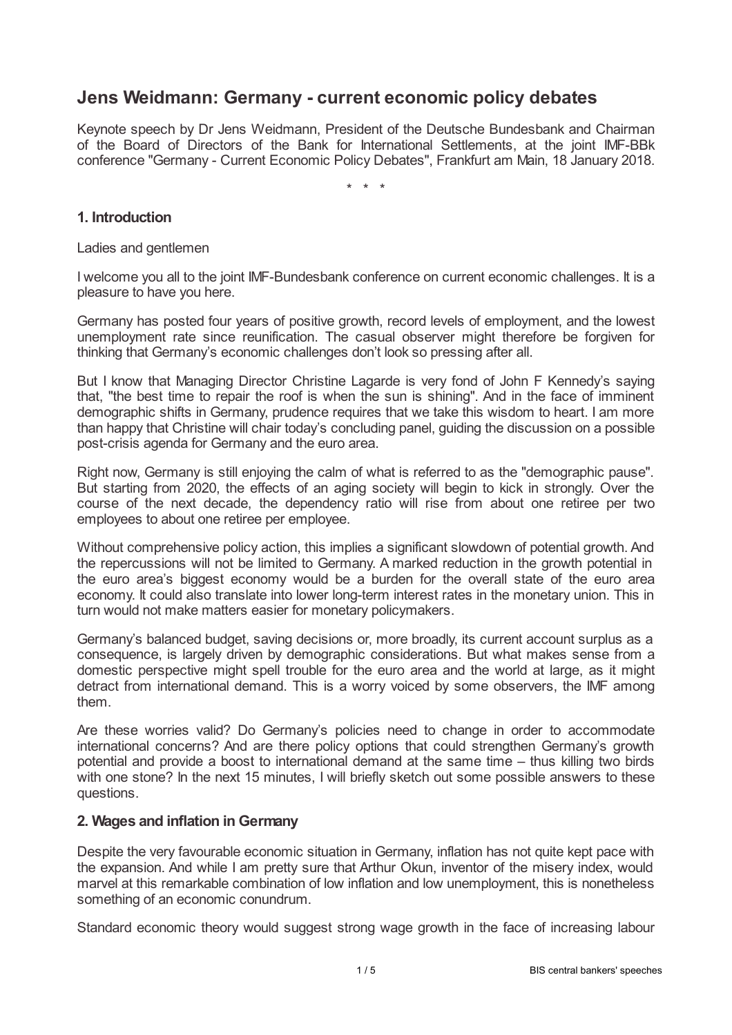# Jens Weidmann: Germany - current economic policy debates

Keynote speech by Dr Jens Weidmann, President of the Deutsche Bundesbank and Chairman of the Board of Directors of the Bank for International Settlements, at the joint IMF-BBk conference "Germany - Current Economic Policy Debates", Frankfurt am Main, 18 January 2018.

\* \* \*

## 1. Introduction

Ladies and gentlemen

I welcome you all to the joint IMF-Bundesbank conference on current economic challenges. It is a pleasure to have you here.

Germany has posted four years of positive growth, record levels of employment, and the lowest unemployment rate since reunification. The casual observer might therefore be forgiven for thinking that Germany's economic challenges don't look so pressing after all.

But I know that Managing Director Christine Lagarde is very fond of John F Kennedy's saying that, "the best time to repair the roof is when the sun is shining". And in the face of imminent demographic shifts in Germany, prudence requires that we take this wisdom to heart. I am more than happy that Christine will chair today's concluding panel, guiding the discussion on a possible post-crisis agenda for Germany and the euro area.

Right now, Germany is still enjoying the calm of what is referred to as the "demographic pause". But starting from 2020, the effects of an aging society will begin to kick in strongly. Over the course of the next decade, the dependency ratio will rise from about one retiree per two employees to about one retiree per employee.

Without comprehensive policy action, this implies a significant slowdown of potential growth. And the repercussions will not be limited to Germany. A marked reduction in the growth potential in the euro area's biggest economy would be a burden for the overall state of the euro area economy. It could also translate into lower long-term interest rates in the monetary union. This in turn would not make matters easier for monetary policymakers.

Germany's balanced budget, saving decisions or, more broadly, its current account surplus as a consequence, is largely driven by demographic considerations. But what makes sense from a domestic perspective might spell trouble for the euro area and the world at large, as it might detract from international demand. This is a worry voiced by some observers, the IMF among them.

Are these worries valid? Do Germany's policies need to change in order to accommodate international concerns? And are there policy options that could strengthen Germany's growth potential and provide a boost to international demand at the same time – thus killing two birds with one stone? In the next 15 minutes, I will briefly sketch out some possible answers to these questions.

## 2. Wages and inflation in Germany

Despite the very favourable economic situation in Germany, inflation has not quite kept pace with the expansion. And while I am pretty sure that Arthur Okun, inventor of the misery index, would marvel at this remarkable combination of low inflation and low unemployment, this is nonetheless something of an economic conundrum.

Standard economic theory would suggest strong wage growth in the face of increasing labour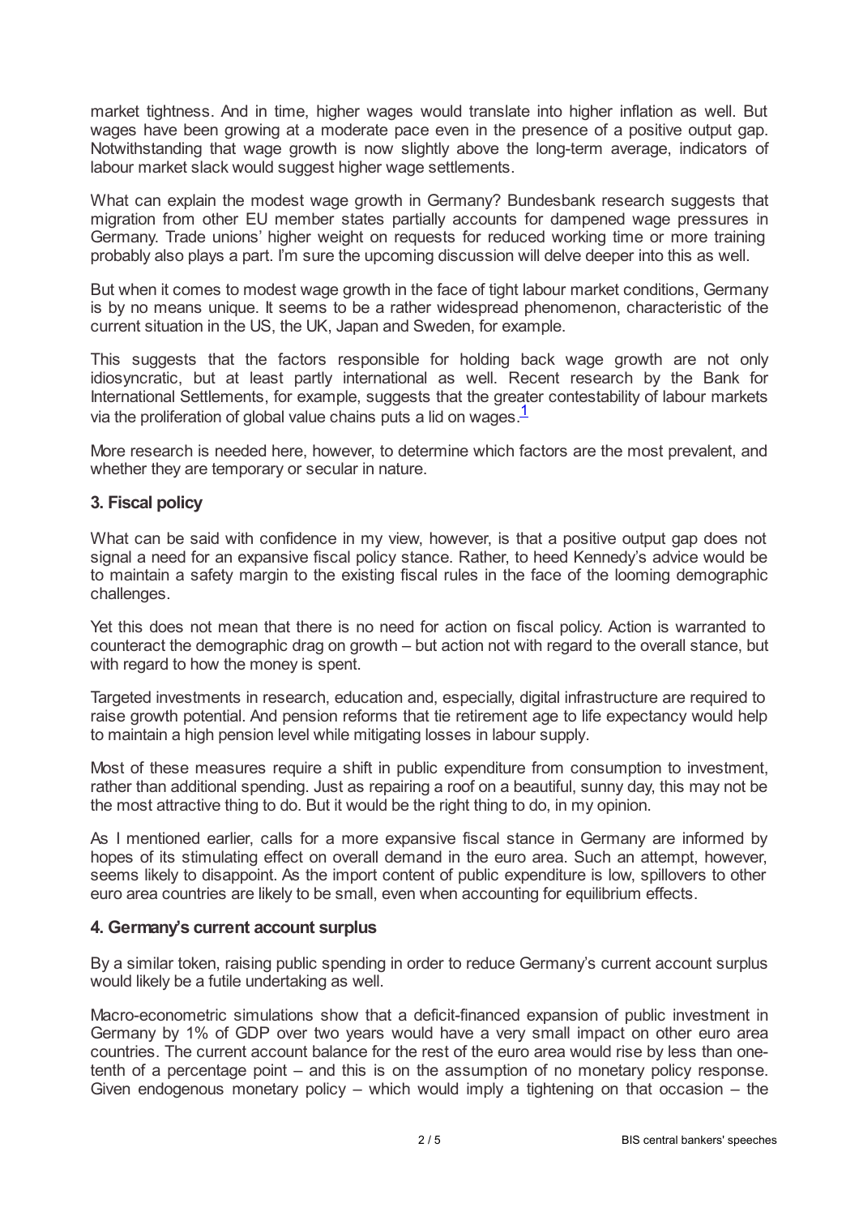market tightness. And in time, higher wages would translate into higher inflation as well. But wages have been growing at a moderate pace even in the presence of a positive output gap. Notwithstanding that wage growth is now slightly above the long-term average, indicators of labour market slack would suggest higher wage settlements.

What can explain the modest wage growth in Germany? Bundesbank research suggests that migration from other EU member states partially accounts for dampened wage pressures in Germany. Trade unions' higher weight on requests for reduced working time or more training probably also plays a part. I'm sure the upcoming discussion will delve deeper into this as well.

But when it comes to modest wage growth in the face of tight labour market conditions, Germany is by no means unique. It seems to be a rather widespread phenomenon, characteristic of the current situation in the US, the UK, Japan and Sweden, for example.

This suggests that the factors responsible for holding back wage growth are not only idiosyncratic, but at least partly international as well. Recent research by the Bank for International Settlements, for example, suggests that the greater contestability of labour markets via the proliferation of global value chains puts a lid on wages.[1]

More research is needed here, however, to determine which factors are the most prevalent, and whether they are temporary or secular in nature.

### 3. Fiscal policy

What can be said with confidence in my view, however, is that a positive output gap does not signal a need for an expansive fiscal policy stance. Rather, to heed Kennedy's advice would be to maintain a safety margin to the existing fiscal rules in the face of the looming demographic challenges.

Yet this does not mean that there is no need for action on fiscal policy. Action is warranted to counteract the demographic drag on growth – but action not with regard to the overall stance, but with regard to how the money is spent.

Targeted investments in research, education and, especially, digital infrastructure are required to raise growth potential. And pension reforms that tie retirement age to life expectancy would help to maintain a high pension level while mitigating losses in labour supply.

Most of these measures require a shift in public expenditure from consumption to investment, rather than additional spending. Just as repairing a roof on a beautiful, sunny day, this may not be the most attractive thing to do. But it would be the right thing to do, in my opinion.

As I mentioned earlier, calls for a more expansive fiscal stance in Germany are informed by hopes of its stimulating effect on overall demand in the euro area. Such an attempt, however, seems likely to disappoint. As the import content of public expenditure is low, spillovers to other euro area countries are likely to be small, even when accounting for equilibrium effects.

### 4. Germany's current account surplus

By a similar token, raising public spending in order to reduce Germany's current account surplus would likely be a futile undertaking as well.

Macro-econometric simulations show that a deficit-financed expansion of public investment in Germany by 1% of GDP over two years would have a very small impact on other euro area countries. The current account balance for the rest of the euro area would rise by less than one-tenth of a percentage point – and this is on the assumption of no monetary policy response. Given endogenous monetary policy – which would imply a tightening on that occasion – the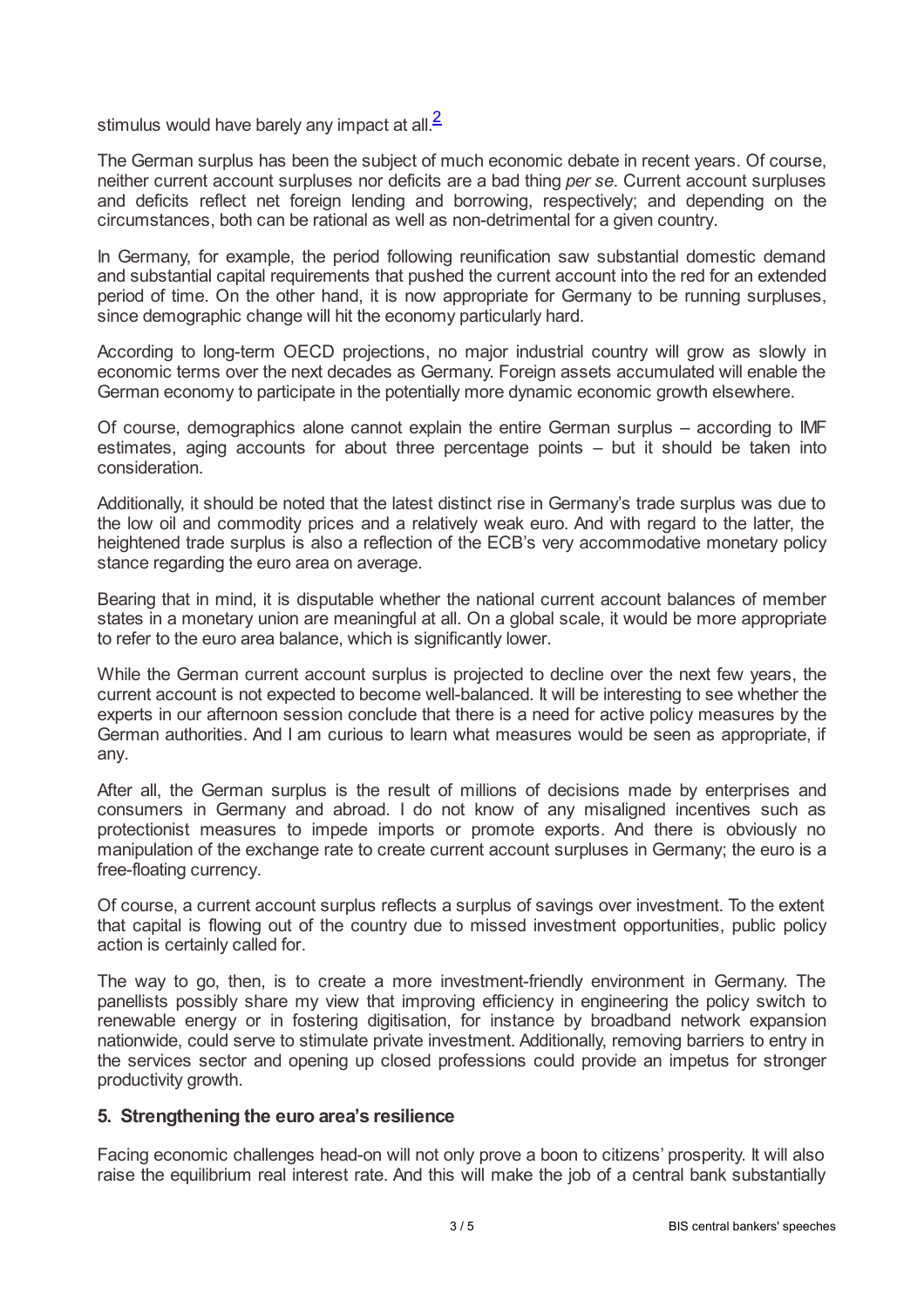stimulus would have barely any impact at all.[2]

The German surplus has been the subject of much economic debate in recent years. Of course, neither current account surpluses nor deficits are a bad thing *per se*. Current account surpluses and deficits reflect net foreign lending and borrowing, respectively; and depending on the circumstances, both can be rational as well as non-detrimental for a given country.

In Germany, for example, the period following reunification saw substantial domestic demand and substantial capital requirements that pushed the current account into the red for an extended period of time. On the other hand, it is now appropriate for Germany to be running surpluses, since demographic change will hit the economy particularly hard.

According to long-term OECD projections, no major industrial country will grow as slowly in economic terms over the next decades as Germany. Foreign assets accumulated will enable the German economy to participate in the potentially more dynamic economic growth elsewhere.

Of course, demographics alone cannot explain the entire German surplus – according to IMF estimates, aging accounts for about three percentage points – but it should be taken into consideration.

Additionally, it should be noted that the latest distinct rise in Germany's trade surplus was due to the low oil and commodity prices and a relatively weak euro. And with regard to the latter, the heightened trade surplus is also a reflection of the ECB's very accommodative monetary policy stance regarding the euro area on average.

Bearing that in mind, it is disputable whether the national current account balances of member states in a monetary union are meaningful at all. On a global scale, it would be more appropriate to refer to the euro area balance, which is significantly lower.

While the German current account surplus is projected to decline over the next few years, the current account is not expected to become well-balanced. It will be interesting to see whether the experts in our afternoon session conclude that there is a need for active policy measures by the German authorities. And I am curious to learn what measures would be seen as appropriate, if any.

After all, the German surplus is the result of millions of decisions made by enterprises and consumers in Germany and abroad. I do not know of any misaligned incentives such as protectionist measures to impede imports or promote exports. And there is obviously no manipulation of the exchange rate to create current account surpluses in Germany; the euro is a free-floating currency.

Of course, a current account surplus reflects a surplus of savings over investment. To the extent that capital is flowing out of the country due to missed investment opportunities, public policy action is certainly called for.

The way to go, then, is to create a more investment-friendly environment in Germany. The panellists possibly share my view that improving efficiency in engineering the policy switch to renewable energy or in fostering digitisation, for instance by broadband network expansion nationwide, could serve to stimulate private investment. Additionally, removing barriers to entry in the services sector and opening up closed professions could provide an impetus for stronger productivity growth.

### 5. Strengthening the euro area's resilience

Facing economic challenges head-on will not only prove a boon to citizens' prosperity. It will also raise the equilibrium real interest rate. And this will make the job of a central bank substantially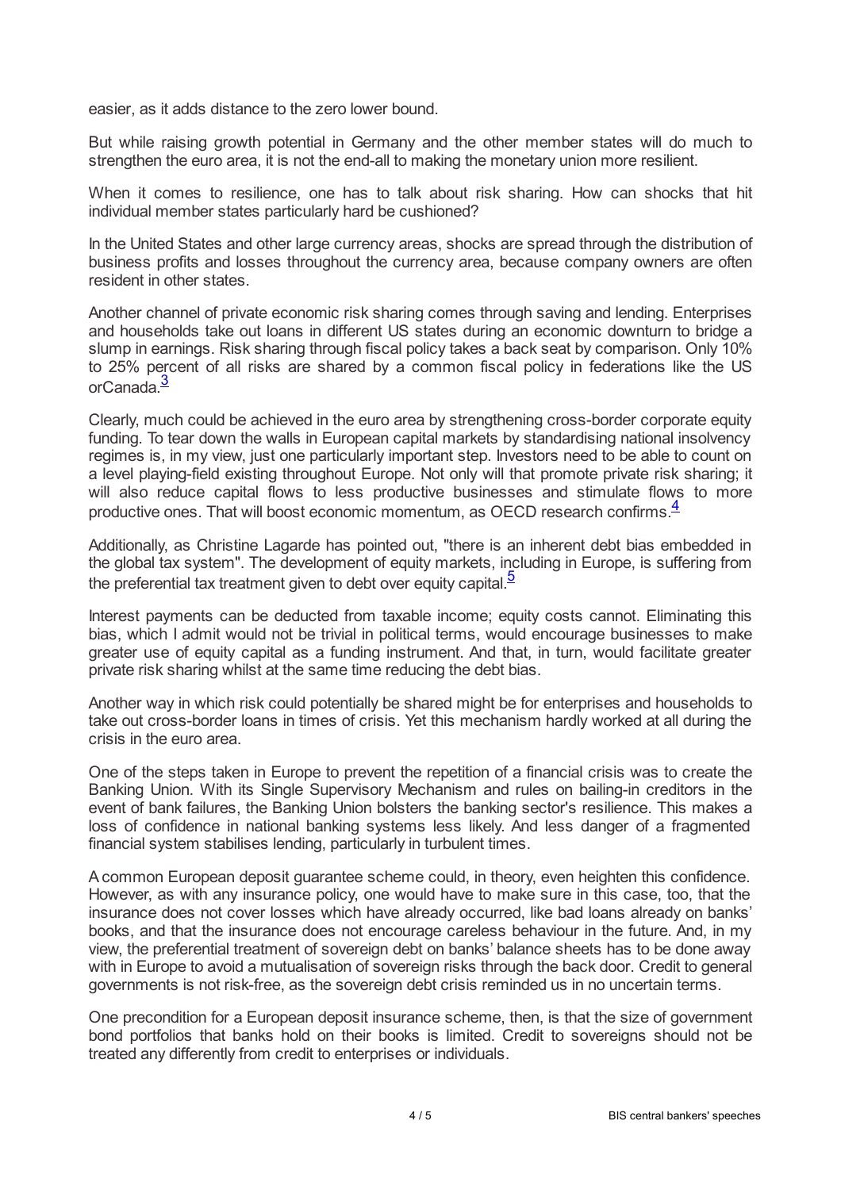easier, as it adds distance to the zero lower bound.

But while raising growth potential in Germany and the other member states will do much to strengthen the euro area, it is not the end-all to making the monetary union more resilient.

When it comes to resilience, one has to talk about risk sharing. How can shocks that hit individual member states particularly hard be cushioned?

In the United States and other large currency areas, shocks are spread through the distribution of business profits and losses throughout the currency area, because company owners are often resident in other states.

Another channel of private economic risk sharing comes through saving and lending. Enterprises and households take out loans in different US states during an economic downturn to bridge a slump in earnings. Risk sharing through fiscal policy takes a back seat by comparison. Only 10% to 25% percent of all risks are shared by a common fiscal policy in federations like the US orCanada.[3]

Clearly, much could be achieved in the euro area by strengthening cross-border corporate equity funding. To tear down the walls in European capital markets by standardising national insolvency regimes is, in my view, just one particularly important step. Investors need to be able to count on a level playing-field existing throughout Europe. Not only will that promote private risk sharing; it will also reduce capital flows to less productive businesses and stimulate flows to more productive ones. That will boost economic momentum, as OECD research confirms.[4]

Additionally, as Christine Lagarde has pointed out, "there is an inherent debt bias embedded in the global tax system". The development of equity markets, including in Europe, is suffering from the preferential tax treatment given to debt over equity capital.[5]

Interest payments can be deducted from taxable income; equity costs cannot. Eliminating this bias, which I admit would not be trivial in political terms, would encourage businesses to make greater use of equity capital as a funding instrument. And that, in turn, would facilitate greater private risk sharing whilst at the same time reducing the debt bias.

Another way in which risk could potentially be shared might be for enterprises and households to take out cross-border loans in times of crisis. Yet this mechanism hardly worked at all during the crisis in the euro area.

One of the steps taken in Europe to prevent the repetition of a financial crisis was to create the Banking Union. With its Single Supervisory Mechanism and rules on bailing-in creditors in the event of bank failures, the Banking Union bolsters the banking sector's resilience. This makes a loss of confidence in national banking systems less likely. And less danger of a fragmented financial system stabilises lending, particularly in turbulent times.

A common European deposit guarantee scheme could, in theory, even heighten this confidence. However, as with any insurance policy, one would have to make sure in this case, too, that the insurance does not cover losses which have already occurred, like bad loans already on banks' books, and that the insurance does not encourage careless behaviour in the future. And, in my view, the preferential treatment of sovereign debt on banks' balance sheets has to be done away with in Europe to avoid a mutualisation of sovereign risks through the back door. Credit to general governments is not risk-free, as the sovereign debt crisis reminded us in no uncertain terms.

One precondition for a European deposit insurance scheme, then, is that the size of government bond portfolios that banks hold on their books is limited. Credit to sovereigns should not be treated any differently from credit to enterprises or individuals.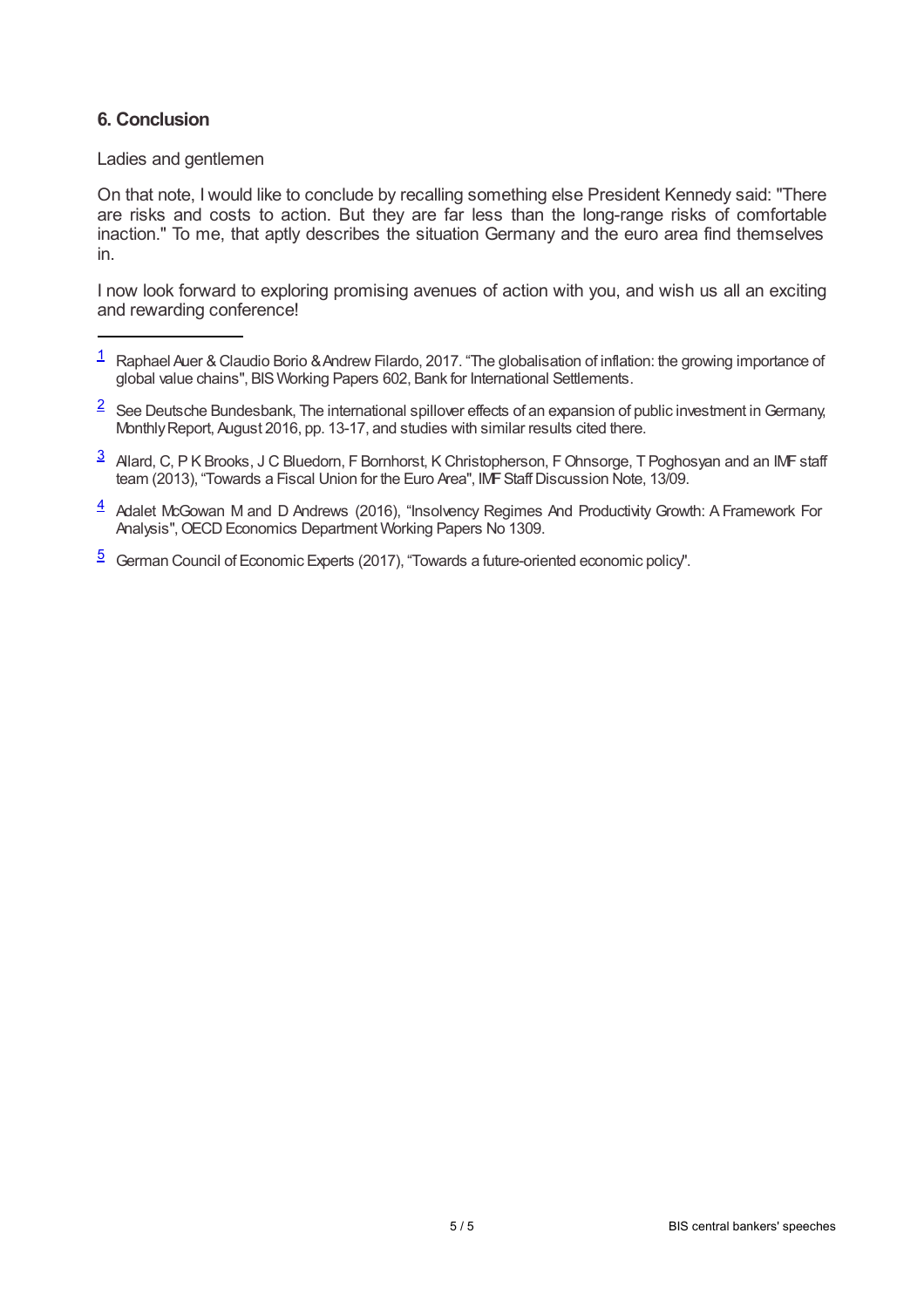## 6. Conclusion

Ladies and gentlemen

On that note, I would like to conclude by recalling something else President Kennedy said: "There are risks and costs to action. But they are far less than the long-range risks of comfortable inaction." To me, that aptly describes the situation Germany and the euro area find themselves in.

I now look forward to exploring promising avenues of action with you, and wish us all an exciting and rewarding conference!

---

[1] Raphael Auer & Claudio Borio & Andrew Filardo, 2017. "The globalisation of inflation: the growing importance of global value chains", BIS Working Papers 602, Bank for International Settlements.

[2] See Deutsche Bundesbank, The international spillover effects of an expansion of public investment in Germany, Monthly Report, August 2016, pp. 13-17, and studies with similar results cited there.

[3] Allard, C, P K Brooks, J C Bluedorn, F Bornhorst, K Christopherson, F Ohnsorge, T Poghosyan and an IMF staff team (2013), "Towards a Fiscal Union for the Euro Area", IMF Staff Discussion Note, 13/09.

[4] Adalet McGowan M and D Andrews (2016), "Insolvency Regimes And Productivity Growth: A Framework For Analysis", OECD Economics Department Working Papers No 1309.

[5] German Council of Economic Experts (2017), "Towards a future-oriented economic policy".